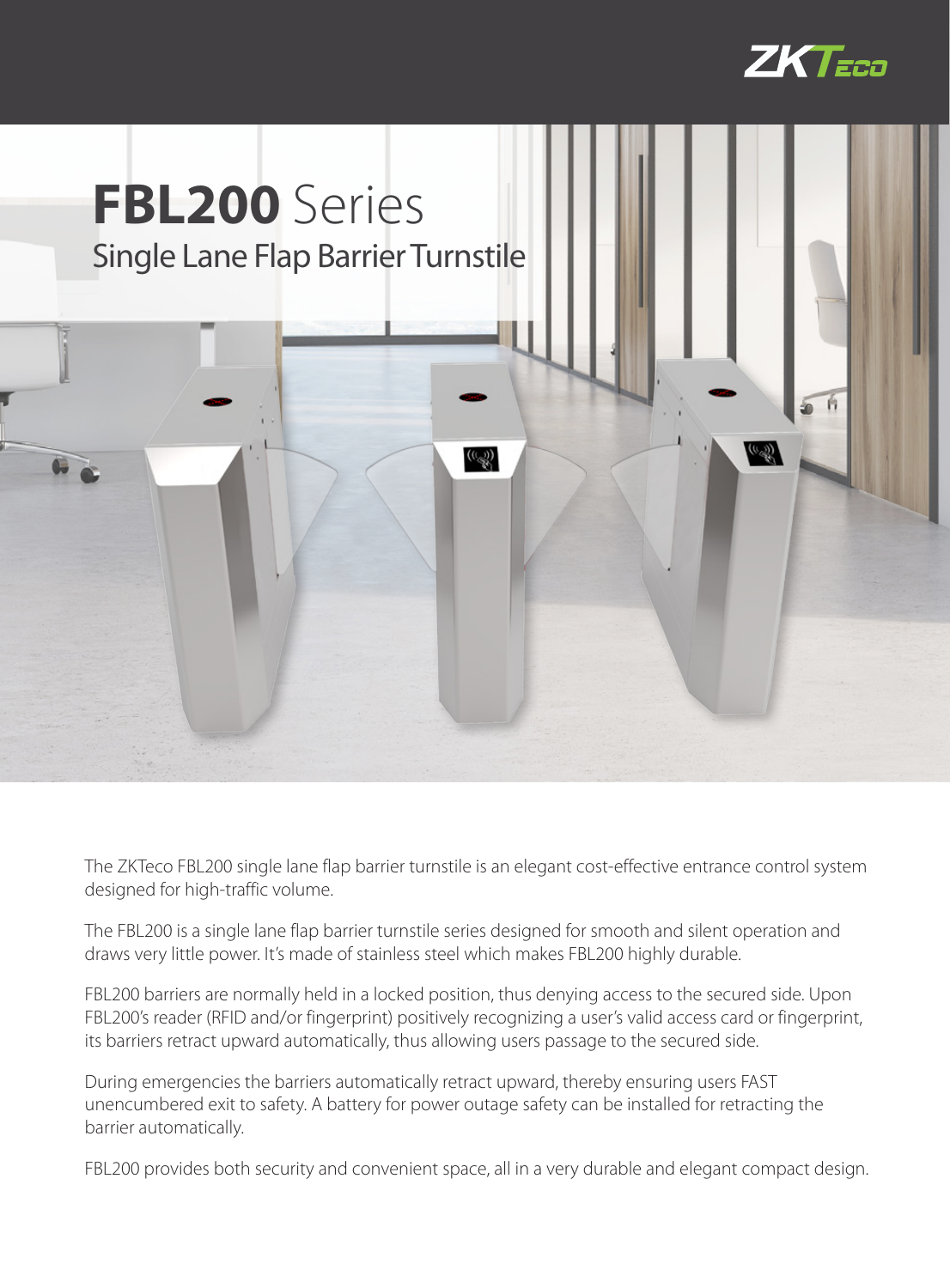# **FBL200** Series

## Single Lane Flap Barrier Turnstile

The ZKTeco FBL200 single lane flap barrier turnstile is an elegant cost-effective entrance control system designed for high-traffic volume.

The FBL200 is a single lane flap barrier turnstile series designed for smooth and silent operation and draws very little power. It's made of stainless steel which makes FBL200 highly durable.

FBL200 barriers are normally held in a locked position, thus denying access to the secured side. Upon FBL200's reader (RFID and/or fingerprint) positively recognizing a user's valid access card or fingerprint, its barriers retract upward automatically, thus allowing users passage to the secured side.

During emergencies the barriers automatically retract upward, thereby ensuring users FAST unencumbered exit to safety. A battery for power outage safety can be installed for retracting the barrier automatically.

FBL200 provides both security and convenient space, all in a very durable and elegant compact design.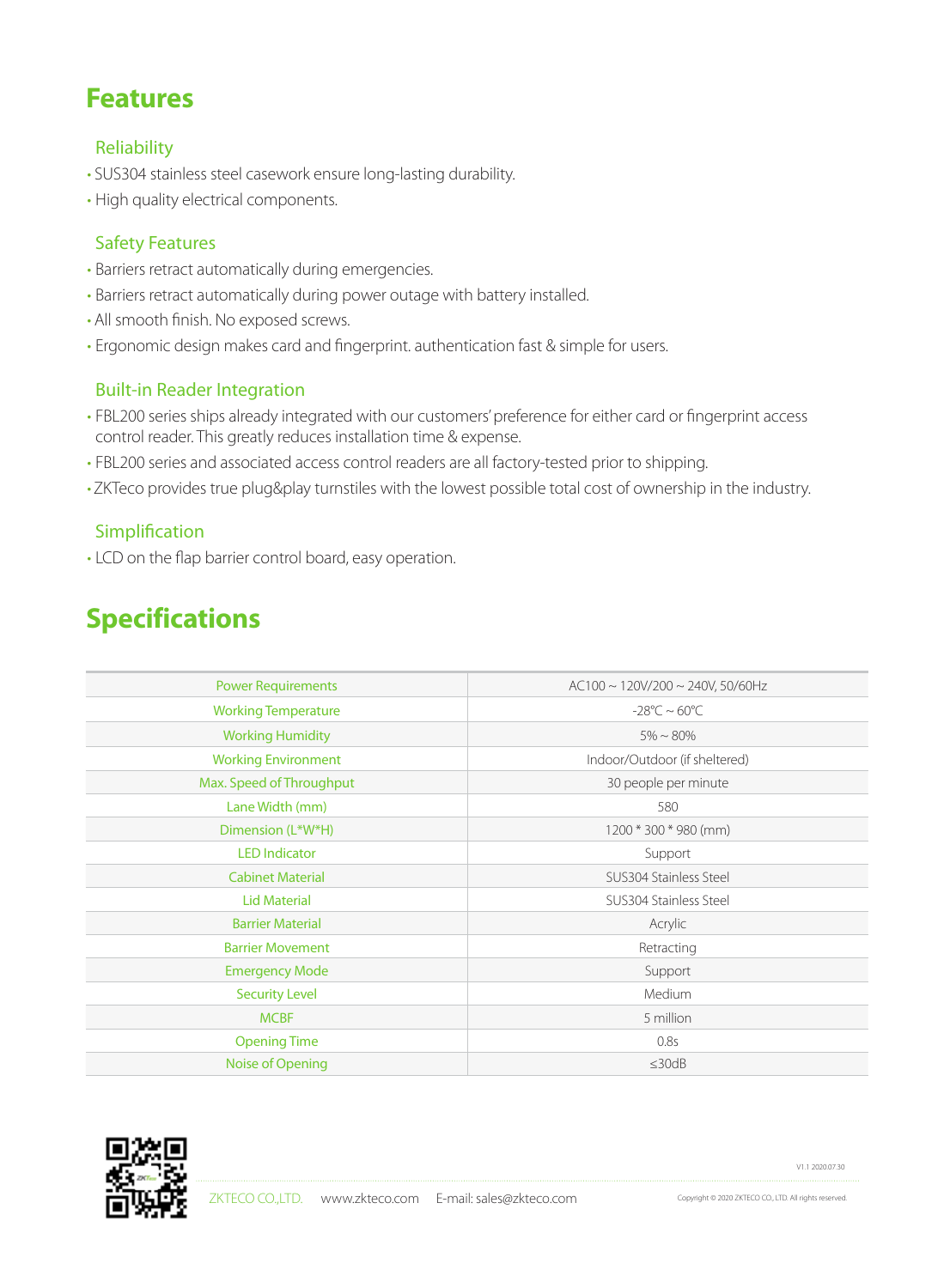# Features

### Reliability

- SUS304 stainless steel casework ensure long-lasting durability.
- High quality electrical components.

### Safety Features

- Barriers retract automatically during emergencies.
- Barriers retract automatically during power outage with battery installed.
- All smooth finish. No exposed screws.
- Ergonomic design makes card and fingerprint. authentication fast & simple for users.

### Built-in Reader Integration

- FBL200 series ships already integrated with our customers' preference for either card or fingerprint access control reader. This greatly reduces installation time & expense.
- FBL200 series and associated access control readers are all factory-tested prior to shipping.
- ZKTeco provides true plug&play turnstiles with the lowest possible total cost of ownership in the industry.

### Simplification

- LCD on the flap barrier control board, easy operation.

# Specifications

| | |
|---|---|
| Power Requirements | AC100 ~ 120V/200 ~ 240V, 50/60Hz |
| Working Temperature | -28℃ ~ 60℃ |
| Working Humidity | 5% ~ 80% |
| Working Environment | Indoor/Outdoor (if sheltered) |
| Max. Speed of Throughput | 30 people per minute |
| Lane Width (mm) | 580 |
| Dimension (L*W*H) | 1200 * 300 * 980 (mm) |
| LED Indicator | Support |
| Cabinet Material | SUS304 Stainless Steel |
| Lid Material | SUS304 Stainless Steel |
| Barrier Material | Acrylic |
| Barrier Movement | Retracting |
| Emergency Mode | Support |
| Security Level | Medium |
| MCBF | 5 million |
| Opening Time | 0.8s |
| Noise of Opening | ≤30dB |

V1.1 2020.07.30

ZKTECO CO.,LTD. www.zkteco.com E-mail: sales@zkteco.com

Copyright © 2020 ZKTECO CO., LTD. All rights reserved.